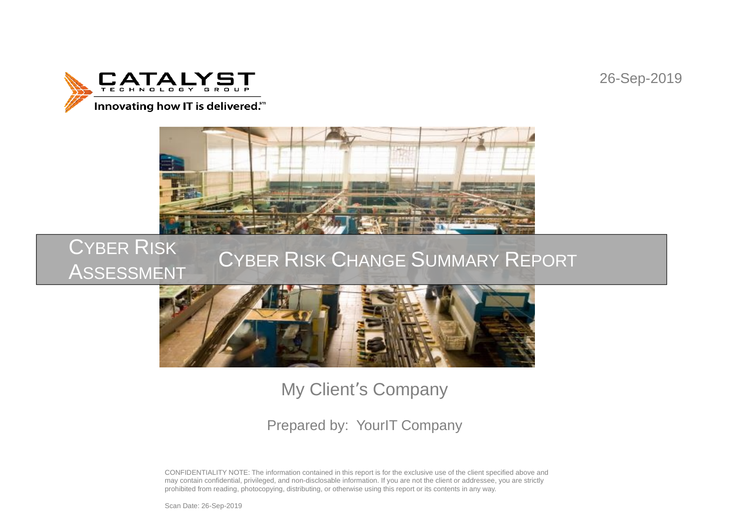CATALYST TECHNOLOGY GROUP

Innovating how IT is delivered.℠

26-Sep-2019

# Cyber Risk Assessment

# Cyber Risk Change Summary Report

My Client's Company

Prepared by: YourIT Company

CONFIDENTIALITY NOTE: The information contained in this report is for the exclusive use of the client specified above and may contain confidential, privileged, and non-disclosable information. If you are not the client or addressee, you are strictly prohibited from reading, photocopying, distributing, or otherwise using this report or its contents in any way.

Scan Date: 26-Sep-2019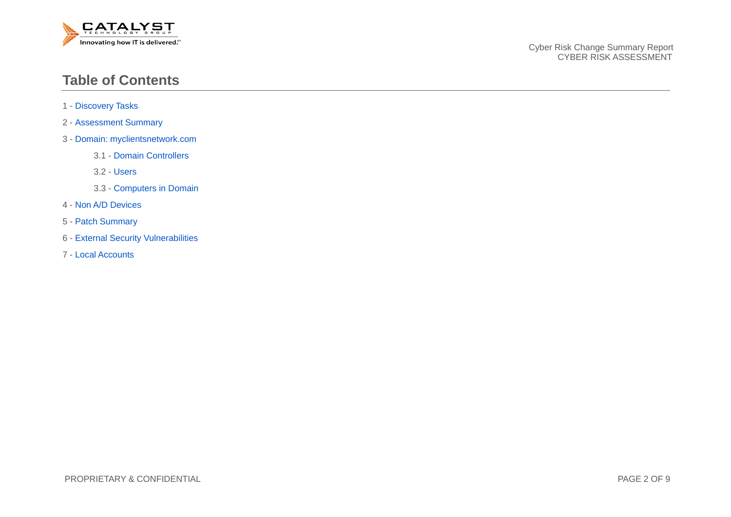## Table of Contents

1 - Discovery Tasks

2 - Assessment Summary

3 - Domain: myclientsnetwork.com

- 3.1 - Domain Controllers
- 3.2 - Users
- 3.3 - Computers in Domain

4 - Non A/D Devices

5 - Patch Summary

6 - External Security Vulnerabilities

7 - Local Accounts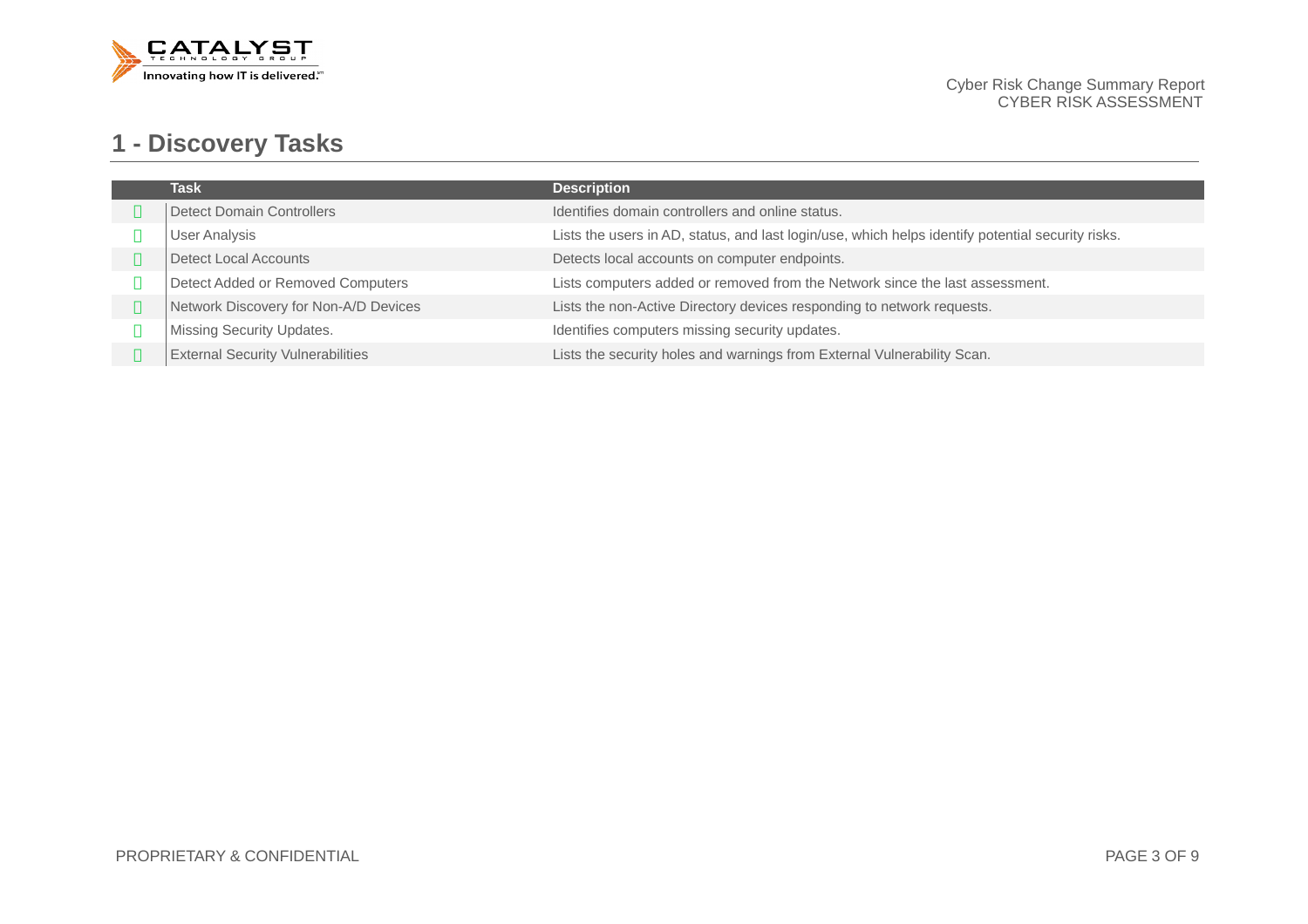# 1 - Discovery Tasks

| | Task | Description |
|---|---|---|
|  | Detect Domain Controllers | Identifies domain controllers and online status. |
|  | User Analysis | Lists the users in AD, status, and last login/use, which helps identify potential security risks. |
|  | Detect Local Accounts | Detects local accounts on computer endpoints. |
|  | Detect Added or Removed Computers | Lists computers added or removed from the Network since the last assessment. |
|  | Network Discovery for Non-A/D Devices | Lists the non-Active Directory devices responding to network requests. |
|  | Missing Security Updates. | Identifies computers missing security updates. |
|  | External Security Vulnerabilities | Lists the security holes and warnings from External Vulnerability Scan. |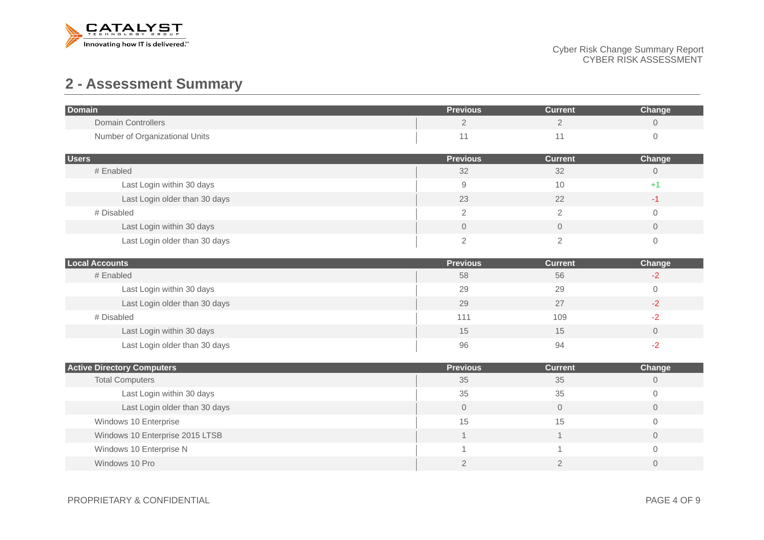## 2 - Assessment Summary

| Domain | Previous | Current | Change |
|---|---|---|---|
| Domain Controllers | 2 | 2 | 0 |
| Number of Organizational Units | 11 | 11 | 0 |

| Users | Previous | Current | Change |
|---|---|---|---|
| # Enabled | 32 | 32 | 0 |
| Last Login within 30 days | 9 | 10 | +1 |
| Last Login older than 30 days | 23 | 22 | -1 |
| # Disabled | 2 | 2 | 0 |
| Last Login within 30 days | 0 | 0 | 0 |
| Last Login older than 30 days | 2 | 2 | 0 |

| Local Accounts | Previous | Current | Change |
|---|---|---|---|
| # Enabled | 58 | 56 | -2 |
| Last Login within 30 days | 29 | 29 | 0 |
| Last Login older than 30 days | 29 | 27 | -2 |
| # Disabled | 111 | 109 | -2 |
| Last Login within 30 days | 15 | 15 | 0 |
| Last Login older than 30 days | 96 | 94 | -2 |

| Active Directory Computers | Previous | Current | Change |
|---|---|---|---|
| Total Computers | 35 | 35 | 0 |
| Last Login within 30 days | 35 | 35 | 0 |
| Last Login older than 30 days | 0 | 0 | 0 |
| Windows 10 Enterprise | 15 | 15 | 0 |
| Windows 10 Enterprise 2015 LTSB | 1 | 1 | 0 |
| Windows 10 Enterprise N | 1 | 1 | 0 |
| Windows 10 Pro | 2 | 2 | 0 |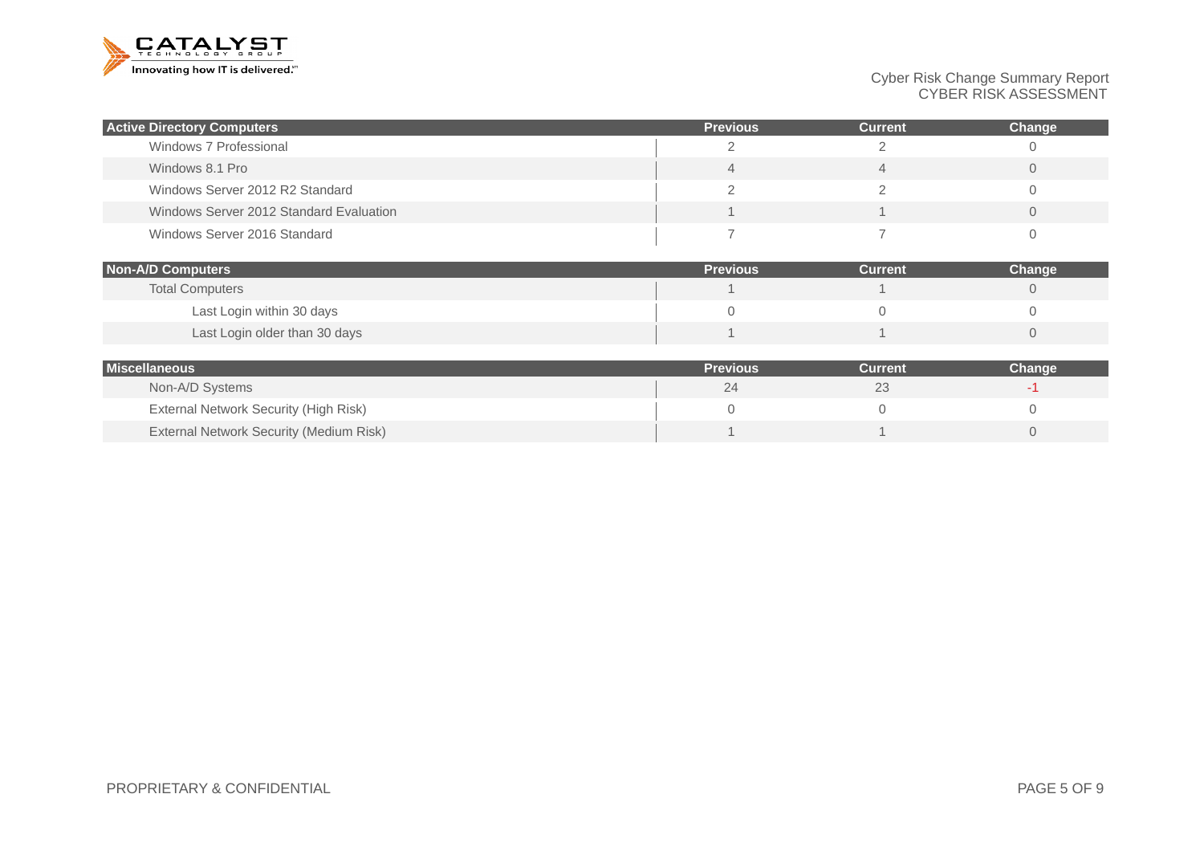| Active Directory Computers | Previous | Current | Change |
|---|---|---|---|
| Windows 7 Professional | 2 | 2 | 0 |
| Windows 8.1 Pro | 4 | 4 | 0 |
| Windows Server 2012 R2 Standard | 2 | 2 | 0 |
| Windows Server 2012 Standard Evaluation | 1 | 1 | 0 |
| Windows Server 2016 Standard | 7 | 7 | 0 |

| Non-A/D Computers | Previous | Current | Change |
|---|---|---|---|
| Total Computers | 1 | 1 | 0 |
| Last Login within 30 days | 0 | 0 | 0 |
| Last Login older than 30 days | 1 | 1 | 0 |

| Miscellaneous | Previous | Current | Change |
|---|---|---|---|
| Non-A/D Systems | 24 | 23 | -1 |
| External Network Security (High Risk) | 0 | 0 | 0 |
| External Network Security (Medium Risk) | 1 | 1 | 0 |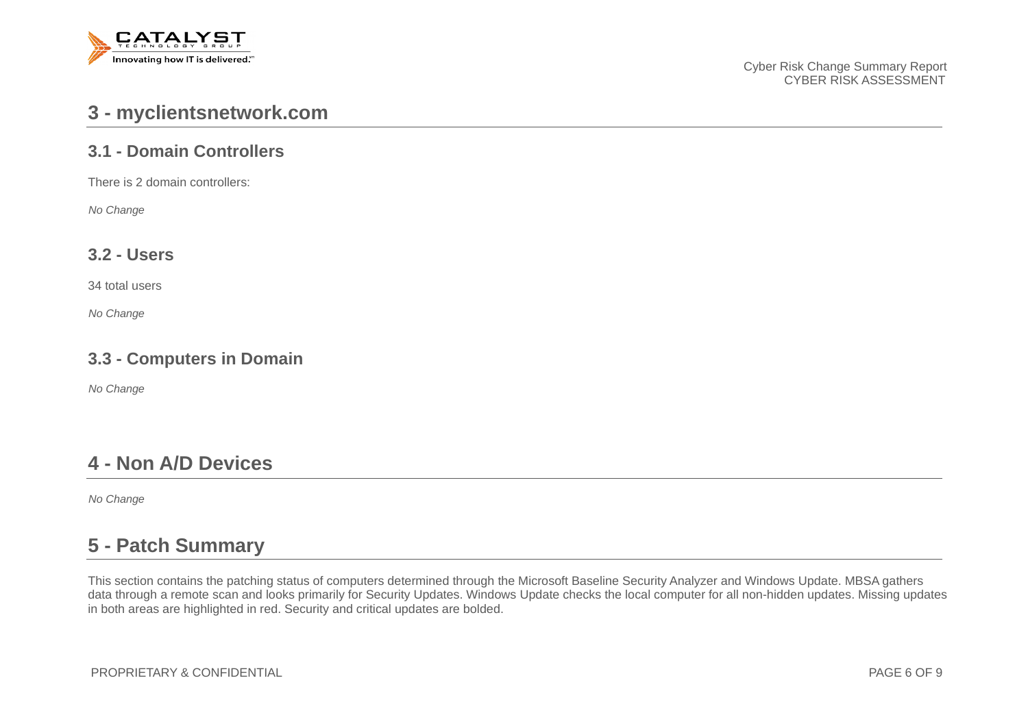# 3 - myclientsnetwork.com

## 3.1 - Domain Controllers

There is 2 domain controllers:

*No Change*

## 3.2 - Users

34 total users

*No Change*

## 3.3 - Computers in Domain

*No Change*

# 4 - Non A/D Devices

*No Change*

# 5 - Patch Summary

This section contains the patching status of computers determined through the Microsoft Baseline Security Analyzer and Windows Update. MBSA gathers data through a remote scan and looks primarily for Security Updates. Windows Update checks the local computer for all non-hidden updates. Missing updates in both areas are highlighted in red. Security and critical updates are bolded.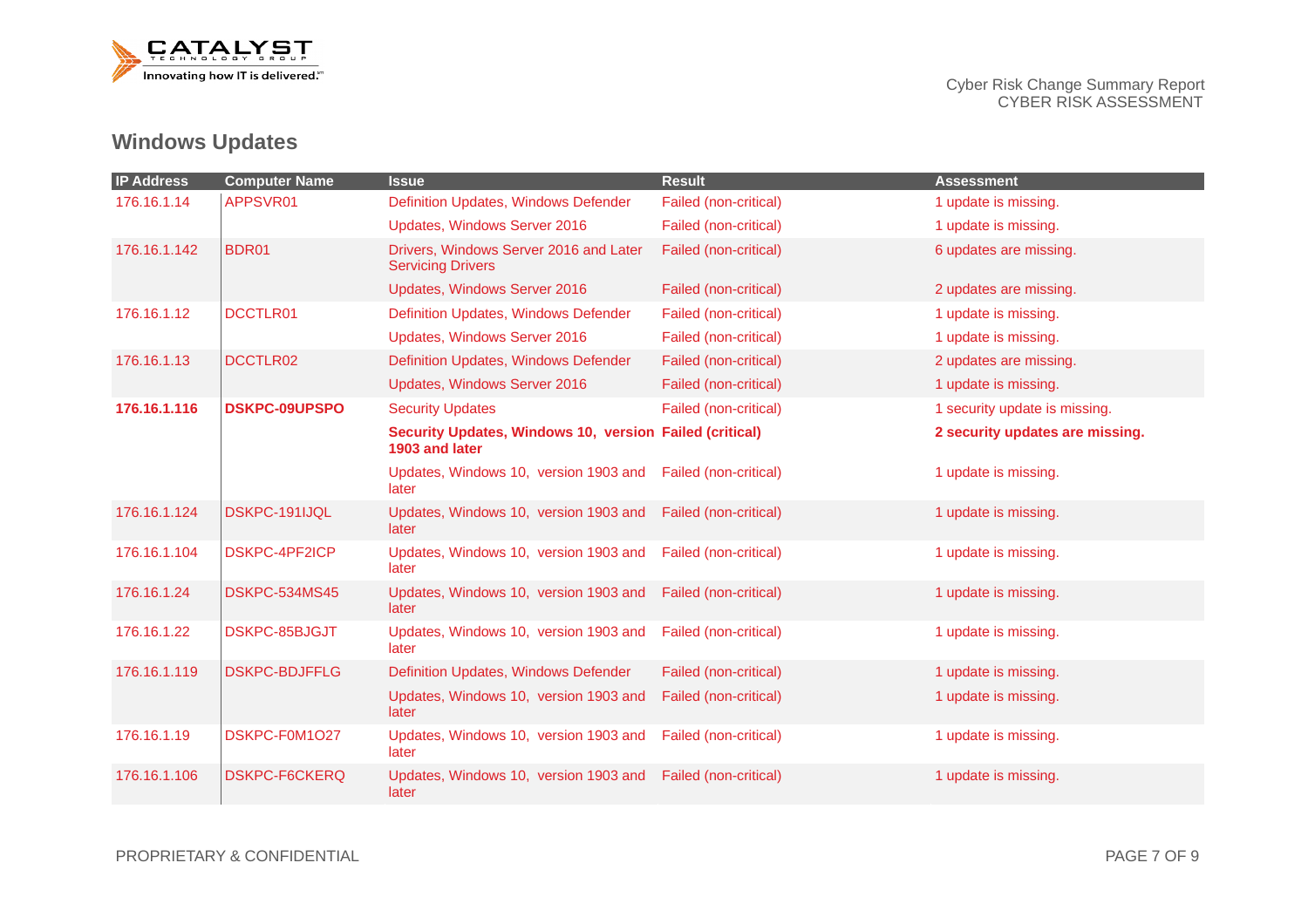## Windows Updates

| IP Address | Computer Name | Issue | Result | Assessment |
|---|---|---|---|---|
| 176.16.1.14 | APPSVR01 | Definition Updates, Windows Defender | Failed (non-critical) | 1 update is missing. |
| | | Updates, Windows Server 2016 | Failed (non-critical) | 1 update is missing. |
| 176.16.1.142 | BDR01 | Drivers, Windows Server 2016 and Later Servicing Drivers | Failed (non-critical) | 6 updates are missing. |
| | | Updates, Windows Server 2016 | Failed (non-critical) | 2 updates are missing. |
| 176.16.1.12 | DCCTLR01 | Definition Updates, Windows Defender | Failed (non-critical) | 1 update is missing. |
| | | Updates, Windows Server 2016 | Failed (non-critical) | 1 update is missing. |
| 176.16.1.13 | DCCTLR02 | Definition Updates, Windows Defender | Failed (non-critical) | 2 updates are missing. |
| | | Updates, Windows Server 2016 | Failed (non-critical) | 1 update is missing. |
| **176.16.1.116** | **DSKPC-09UPSPO** | Security Updates | Failed (non-critical) | 1 security update is missing. |
| | | **Security Updates, Windows 10, version 1903 and later** | **Failed (critical)** | **2 security updates are missing.** |
| | | Updates, Windows 10, version 1903 and later | Failed (non-critical) | 1 update is missing. |
| 176.16.1.124 | DSKPC-191IJQL | Updates, Windows 10, version 1903 and later | Failed (non-critical) | 1 update is missing. |
| 176.16.1.104 | DSKPC-4PF2ICP | Updates, Windows 10, version 1903 and later | Failed (non-critical) | 1 update is missing. |
| 176.16.1.24 | DSKPC-534MS45 | Updates, Windows 10, version 1903 and later | Failed (non-critical) | 1 update is missing. |
| 176.16.1.22 | DSKPC-85BJGJT | Updates, Windows 10, version 1903 and later | Failed (non-critical) | 1 update is missing. |
| 176.16.1.119 | DSKPC-BDJFFLG | Definition Updates, Windows Defender | Failed (non-critical) | 1 update is missing. |
| | | Updates, Windows 10, version 1903 and later | Failed (non-critical) | 1 update is missing. |
| 176.16.1.19 | DSKPC-F0M1O27 | Updates, Windows 10, version 1903 and later | Failed (non-critical) | 1 update is missing. |
| 176.16.1.106 | DSKPC-F6CKERQ | Updates, Windows 10, version 1903 and later | Failed (non-critical) | 1 update is missing. |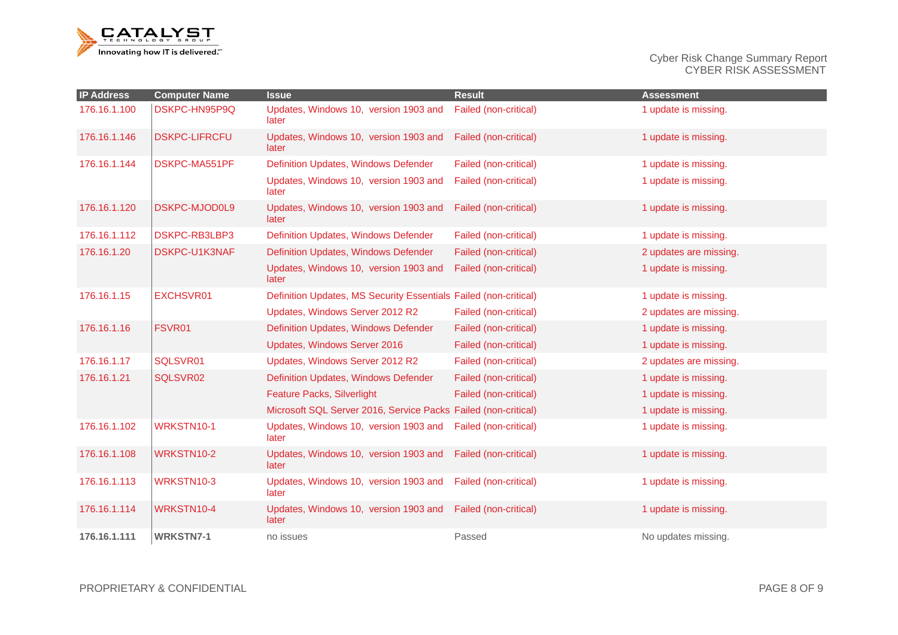| IP Address | Computer Name | Issue | Result | Assessment |
|---|---|---|---|---|
| 176.16.1.100 | DSKPC-HN95P9Q | Updates, Windows 10, version 1903 and later | Failed (non-critical) | 1 update is missing. |
| 176.16.1.146 | DSKPC-LIFRCFU | Updates, Windows 10, version 1903 and later | Failed (non-critical) | 1 update is missing. |
| 176.16.1.144 | DSKPC-MA551PF | Definition Updates, Windows Defender | Failed (non-critical) | 1 update is missing. |
| | | Updates, Windows 10, version 1903 and later | Failed (non-critical) | 1 update is missing. |
| 176.16.1.120 | DSKPC-MJOD0L9 | Updates, Windows 10, version 1903 and later | Failed (non-critical) | 1 update is missing. |
| 176.16.1.112 | DSKPC-RB3LBP3 | Definition Updates, Windows Defender | Failed (non-critical) | 1 update is missing. |
| 176.16.1.20 | DSKPC-U1K3NAF | Definition Updates, Windows Defender | Failed (non-critical) | 2 updates are missing. |
| | | Updates, Windows 10, version 1903 and later | Failed (non-critical) | 1 update is missing. |
| 176.16.1.15 | EXCHSVR01 | Definition Updates, MS Security Essentials | Failed (non-critical) | 1 update is missing. |
| | | Updates, Windows Server 2012 R2 | Failed (non-critical) | 2 updates are missing. |
| 176.16.1.16 | FSVR01 | Definition Updates, Windows Defender | Failed (non-critical) | 1 update is missing. |
| | | Updates, Windows Server 2016 | Failed (non-critical) | 1 update is missing. |
| 176.16.1.17 | SQLSVR01 | Updates, Windows Server 2012 R2 | Failed (non-critical) | 2 updates are missing. |
| 176.16.1.21 | SQLSVR02 | Definition Updates, Windows Defender | Failed (non-critical) | 1 update is missing. |
| | | Feature Packs, Silverlight | Failed (non-critical) | 1 update is missing. |
| | | Microsoft SQL Server 2016, Service Packs | Failed (non-critical) | 1 update is missing. |
| 176.16.1.102 | WRKSTN10-1 | Updates, Windows 10, version 1903 and later | Failed (non-critical) | 1 update is missing. |
| 176.16.1.108 | WRKSTN10-2 | Updates, Windows 10, version 1903 and later | Failed (non-critical) | 1 update is missing. |
| 176.16.1.113 | WRKSTN10-3 | Updates, Windows 10, version 1903 and later | Failed (non-critical) | 1 update is missing. |
| 176.16.1.114 | WRKSTN10-4 | Updates, Windows 10, version 1903 and later | Failed (non-critical) | 1 update is missing. |
| **176.16.1.111** | **WRKSTN7-1** | no issues | Passed | No updates missing. |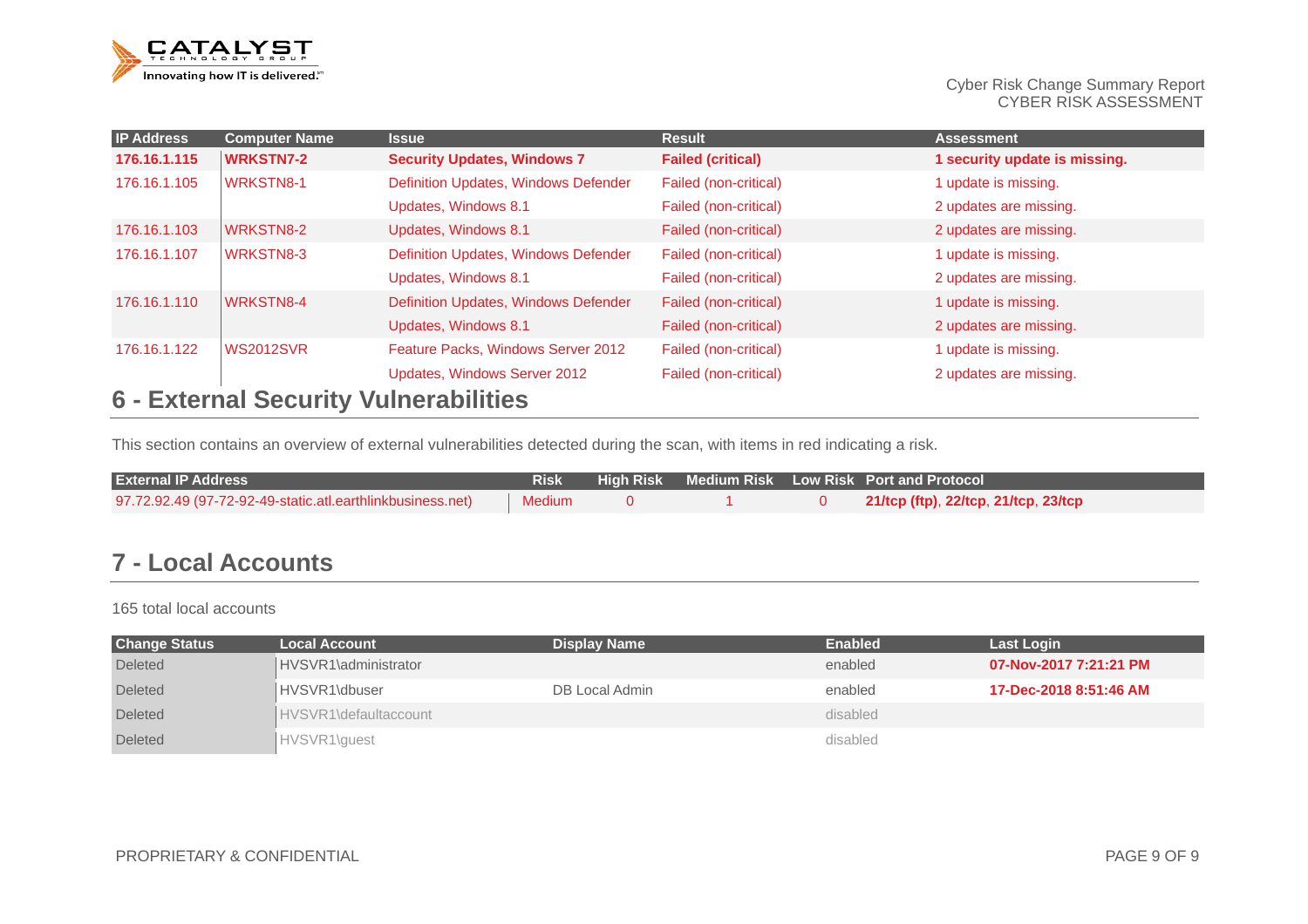| IP Address | Computer Name | Issue | Result | Assessment |
|---|---|---|---|---|
| **176.16.1.115** | **WRKSTN7-2** | **Security Updates, Windows 7** | **Failed (critical)** | **1 security update is missing.** |
| 176.16.1.105 | WRKSTN8-1 | Definition Updates, Windows Defender | Failed (non-critical) | 1 update is missing. |
| | | Updates, Windows 8.1 | Failed (non-critical) | 2 updates are missing. |
| 176.16.1.103 | WRKSTN8-2 | Updates, Windows 8.1 | Failed (non-critical) | 2 updates are missing. |
| 176.16.1.107 | WRKSTN8-3 | Definition Updates, Windows Defender | Failed (non-critical) | 1 update is missing. |
| | | Updates, Windows 8.1 | Failed (non-critical) | 2 updates are missing. |
| 176.16.1.110 | WRKSTN8-4 | Definition Updates, Windows Defender | Failed (non-critical) | 1 update is missing. |
| | | Updates, Windows 8.1 | Failed (non-critical) | 2 updates are missing. |
| 176.16.1.122 | WS2012SVR | Feature Packs, Windows Server 2012 | Failed (non-critical) | 1 update is missing. |
| | | Updates, Windows Server 2012 | Failed (non-critical) | 2 updates are missing. |

## 6 - External Security Vulnerabilities

This section contains an overview of external vulnerabilities detected during the scan, with items in red indicating a risk.

| External IP Address | Risk | High Risk | Medium Risk | Low Risk | Port and Protocol |
|---|---|---|---|---|---|
| 97.72.92.49 (97-72-92-49-static.atl.earthlinkbusiness.net) | Medium | 0 | 1 | 0 | **21/tcp (ftp)**, **22/tcp**, **21/tcp**, **23/tcp** |

## 7 - Local Accounts

165 total local accounts

| Change Status | Local Account | Display Name | Enabled | Last Login |
|---|---|---|---|---|
| Deleted | HVSVR1\administrator | | enabled | **07-Nov-2017 7:21:21 PM** |
| Deleted | HVSVR1\dbuser | DB Local Admin | enabled | **17-Dec-2018 8:51:46 AM** |
| Deleted | HVSVR1\defaultaccount | | disabled | |
| Deleted | HVSVR1\guest | | disabled | |

PROPRIETARY & CONFIDENTIAL